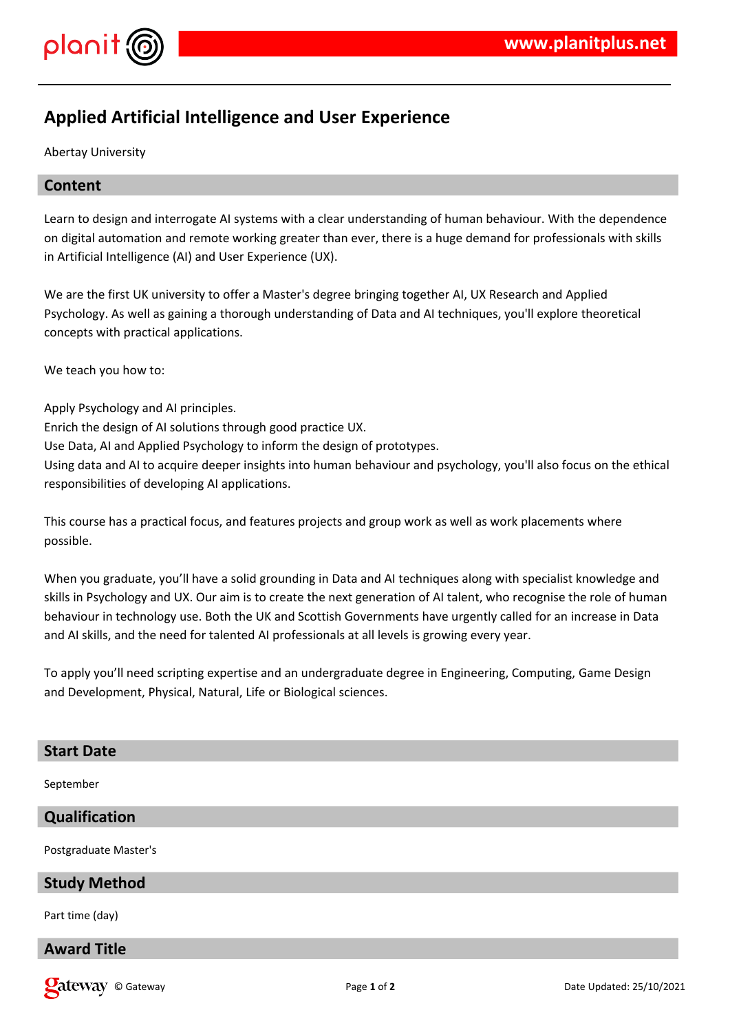# Applied Artificial Intelligence and User Experience

Abertay University

## Content

Learn to design and interrogate AI systems with a clear understanding of human behaviour. With the dependence on digital automation and remote working greater than ever, there is a huge demand for professionals with skills in Artificial Intelligence (AI) and User Experience (UX).

We are the first UK university to offer a Master's degree bringing together AI, UX Research and Applied Psychology. As well as gaining a thorough understanding of Data and AI techniques, you'll explore theoretical concepts with practical applications.

We teach you how to:

Apply Psychology and AI principles.
Enrich the design of AI solutions through good practice UX.
Use Data, AI and Applied Psychology to inform the design of prototypes.
Using data and AI to acquire deeper insights into human behaviour and psychology, you'll also focus on the ethical responsibilities of developing AI applications.

This course has a practical focus, and features projects and group work as well as work placements where possible.

When you graduate, you'll have a solid grounding in Data and AI techniques along with specialist knowledge and skills in Psychology and UX. Our aim is to create the next generation of AI talent, who recognise the role of human behaviour in technology use. Both the UK and Scottish Governments have urgently called for an increase in Data and AI skills, and the need for talented AI professionals at all levels is growing every year.

To apply you'll need scripting expertise and an undergraduate degree in Engineering, Computing, Game Design and Development, Physical, Natural, Life or Biological sciences.

## Start Date

September

## Qualification

Postgraduate Master's

## Study Method

Part time (day)

## Award Title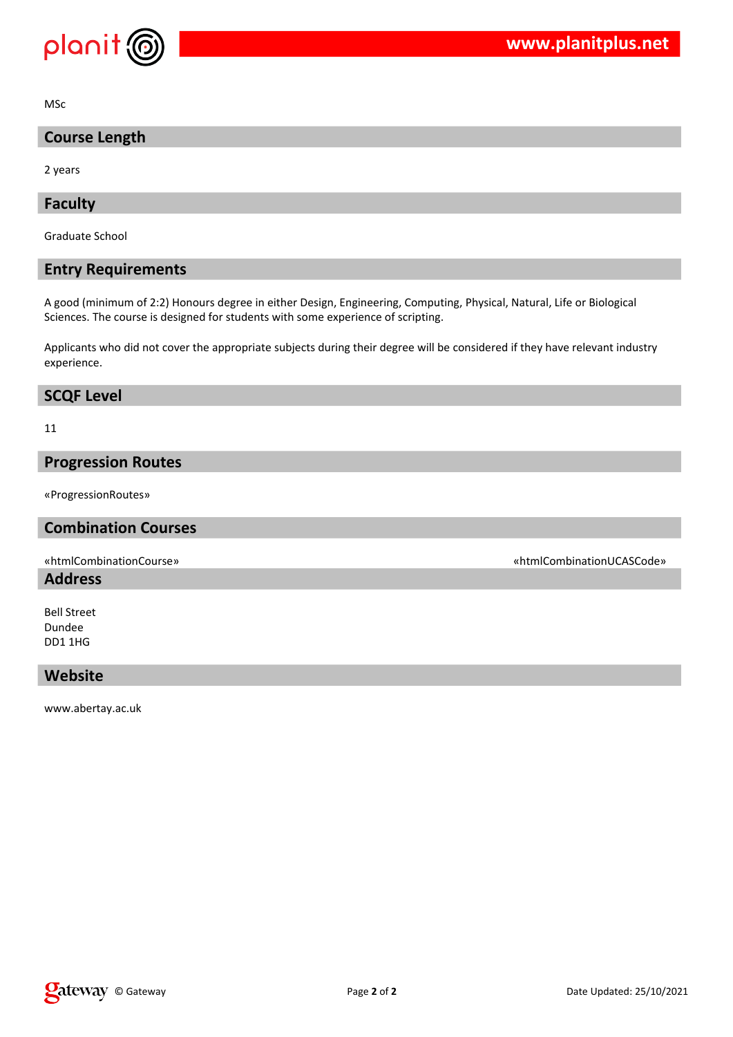MSc

## Course Length

2 years

## Faculty

Graduate School

## Entry Requirements

A good (minimum of 2:2) Honours degree in either Design, Engineering, Computing, Physical, Natural, Life or Biological Sciences. The course is designed for students with some experience of scripting.

Applicants who did not cover the appropriate subjects during their degree will be considered if they have relevant industry experience.

## SCQF Level

11

## Progression Routes

«ProgressionRoutes»

## Combination Courses

«htmlCombinationCourse» «htmlCombinationUCASCode»

## Address

Bell Street
Dundee
DD1 1HG

## Website

www.abertay.ac.uk